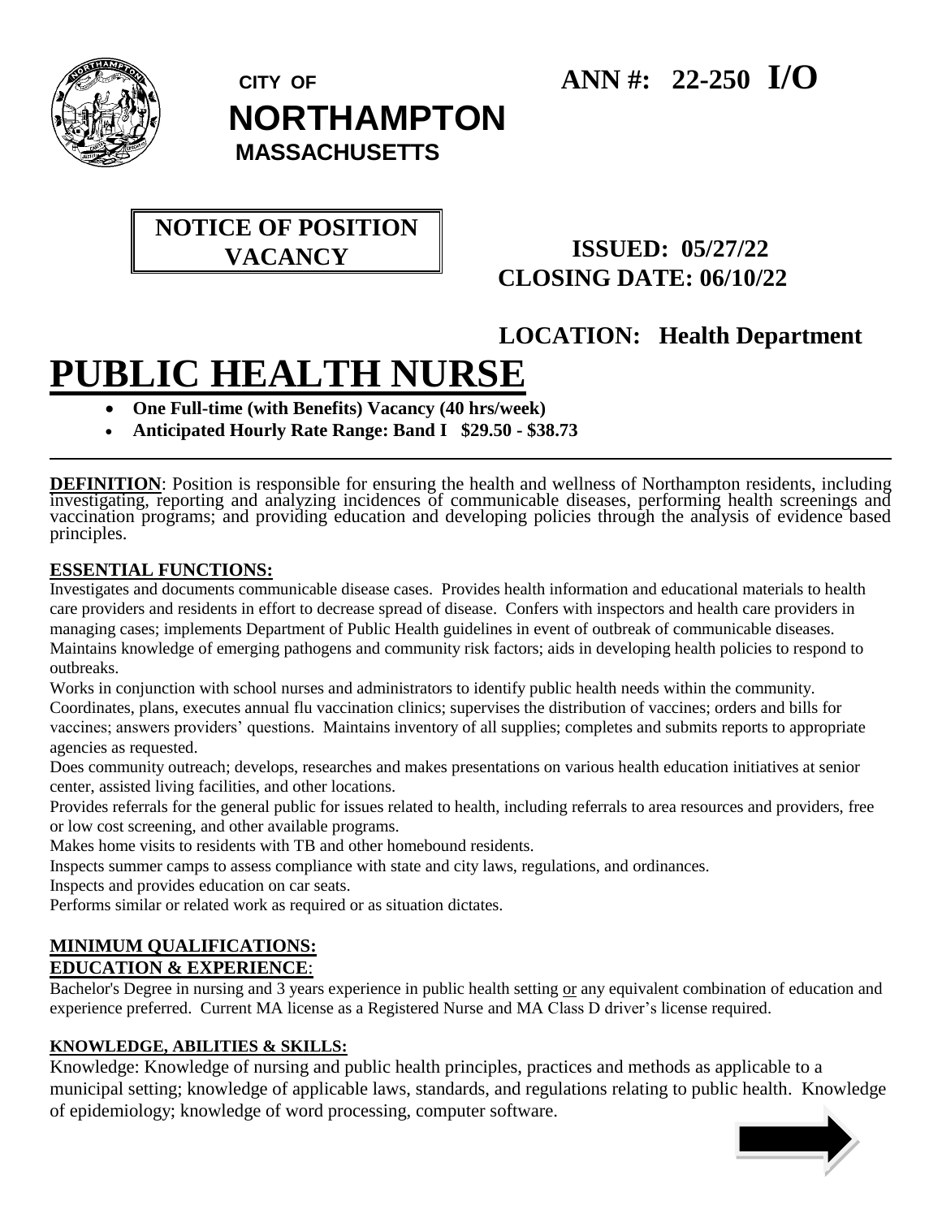**CITY OF NORTHAMPTON MASSACHUSETTS**

**ANN #: 22-250 I/O**

**NOTICE OF POSITION VACANCY**

**ISSUED: 05/27/22**
**CLOSING DATE: 06/10/22**

**LOCATION: Health Department**

# PUBLIC HEALTH NURSE

- **One Full-time (with Benefits) Vacancy (40 hrs/week)**
- **Anticipated Hourly Rate Range: Band I $29.50 - $38.73**

---

**DEFINITION**: Position is responsible for ensuring the health and wellness of Northampton residents, including investigating, reporting and analyzing incidences of communicable diseases, performing health screenings and vaccination programs; and providing education and developing policies through the analysis of evidence based principles.

## ESSENTIAL FUNCTIONS:

Investigates and documents communicable disease cases. Provides health information and educational materials to health care providers and residents in effort to decrease spread of disease. Confers with inspectors and health care providers in managing cases; implements Department of Public Health guidelines in event of outbreak of communicable diseases. Maintains knowledge of emerging pathogens and community risk factors; aids in developing health policies to respond to outbreaks.

Works in conjunction with school nurses and administrators to identify public health needs within the community.

Coordinates, plans, executes annual flu vaccination clinics; supervises the distribution of vaccines; orders and bills for vaccines; answers providers' questions. Maintains inventory of all supplies; completes and submits reports to appropriate agencies as requested.

Does community outreach; develops, researches and makes presentations on various health education initiatives at senior center, assisted living facilities, and other locations.

Provides referrals for the general public for issues related to health, including referrals to area resources and providers, free or low cost screening, and other available programs.

Makes home visits to residents with TB and other homebound residents.

Inspects summer camps to assess compliance with state and city laws, regulations, and ordinances.

Inspects and provides education on car seats.

Performs similar or related work as required or as situation dictates.

## MINIMUM QUALIFICATIONS:

### EDUCATION & EXPERIENCE:

Bachelor's Degree in nursing and 3 years experience in public health setting or any equivalent combination of education and experience preferred. Current MA license as a Registered Nurse and MA Class D driver's license required.

### KNOWLEDGE, ABILITIES & SKILLS:

Knowledge: Knowledge of nursing and public health principles, practices and methods as applicable to a municipal setting; knowledge of applicable laws, standards, and regulations relating to public health. Knowledge of epidemiology; knowledge of word processing, computer software.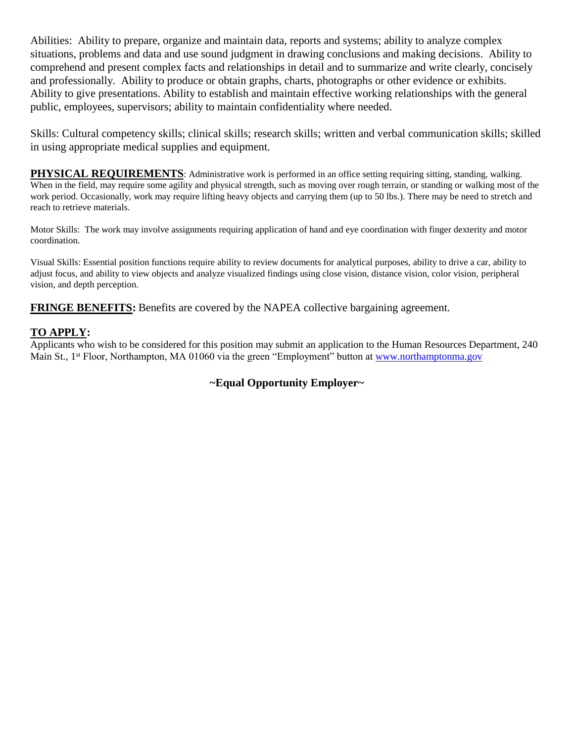Abilities: Ability to prepare, organize and maintain data, reports and systems; ability to analyze complex situations, problems and data and use sound judgment in drawing conclusions and making decisions. Ability to comprehend and present complex facts and relationships in detail and to summarize and write clearly, concisely and professionally. Ability to produce or obtain graphs, charts, photographs or other evidence or exhibits. Ability to give presentations. Ability to establish and maintain effective working relationships with the general public, employees, supervisors; ability to maintain confidentiality where needed.

Skills: Cultural competency skills; clinical skills; research skills; written and verbal communication skills; skilled in using appropriate medical supplies and equipment.

**PHYSICAL REQUIREMENTS**: Administrative work is performed in an office setting requiring sitting, standing, walking. When in the field, may require some agility and physical strength, such as moving over rough terrain, or standing or walking most of the work period. Occasionally, work may require lifting heavy objects and carrying them (up to 50 lbs.). There may be need to stretch and reach to retrieve materials.

Motor Skills: The work may involve assignments requiring application of hand and eye coordination with finger dexterity and motor coordination.

Visual Skills: Essential position functions require ability to review documents for analytical purposes, ability to drive a car, ability to adjust focus, and ability to view objects and analyze visualized findings using close vision, distance vision, color vision, peripheral vision, and depth perception.

**FRINGE BENEFITS:** Benefits are covered by the NAPEA collective bargaining agreement.

**TO APPLY:**

Applicants who wish to be considered for this position may submit an application to the Human Resources Department, 240 Main St., 1st Floor, Northampton, MA 01060 via the green "Employment" button at www.northamptonma.gov

**~Equal Opportunity Employer~**